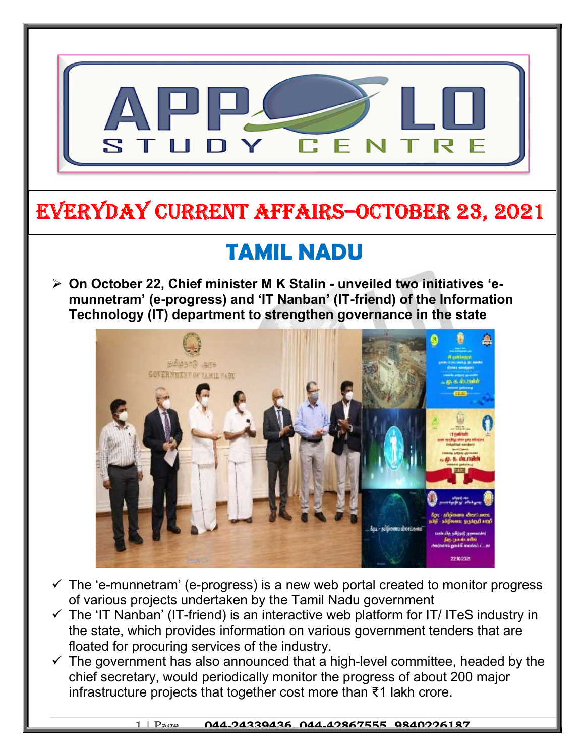# EVERYDAY CURRENT AFFAIRS–OCTOBER 23, 2021

## TAMIL NADU

- **On October 22, Chief minister M K Stalin - unveiled two initiatives 'e-munnetram' (e-progress) and 'IT Nanban' (IT-friend) of the Information Technology (IT) department to strengthen governance in the state**

  - The 'e-munnetram' (e-progress) is a new web portal created to monitor progress of various projects undertaken by the Tamil Nadu government
  - The 'IT Nanban' (IT-friend) is an interactive web platform for IT/ ITeS industry in the state, which provides information on various government tenders that are floated for procuring services of the industry.
  - The government has also announced that a high-level committee, headed by the chief secretary, would periodically monitor the progress of about 200 major infrastructure projects that together cost more than ₹1 lakh crore.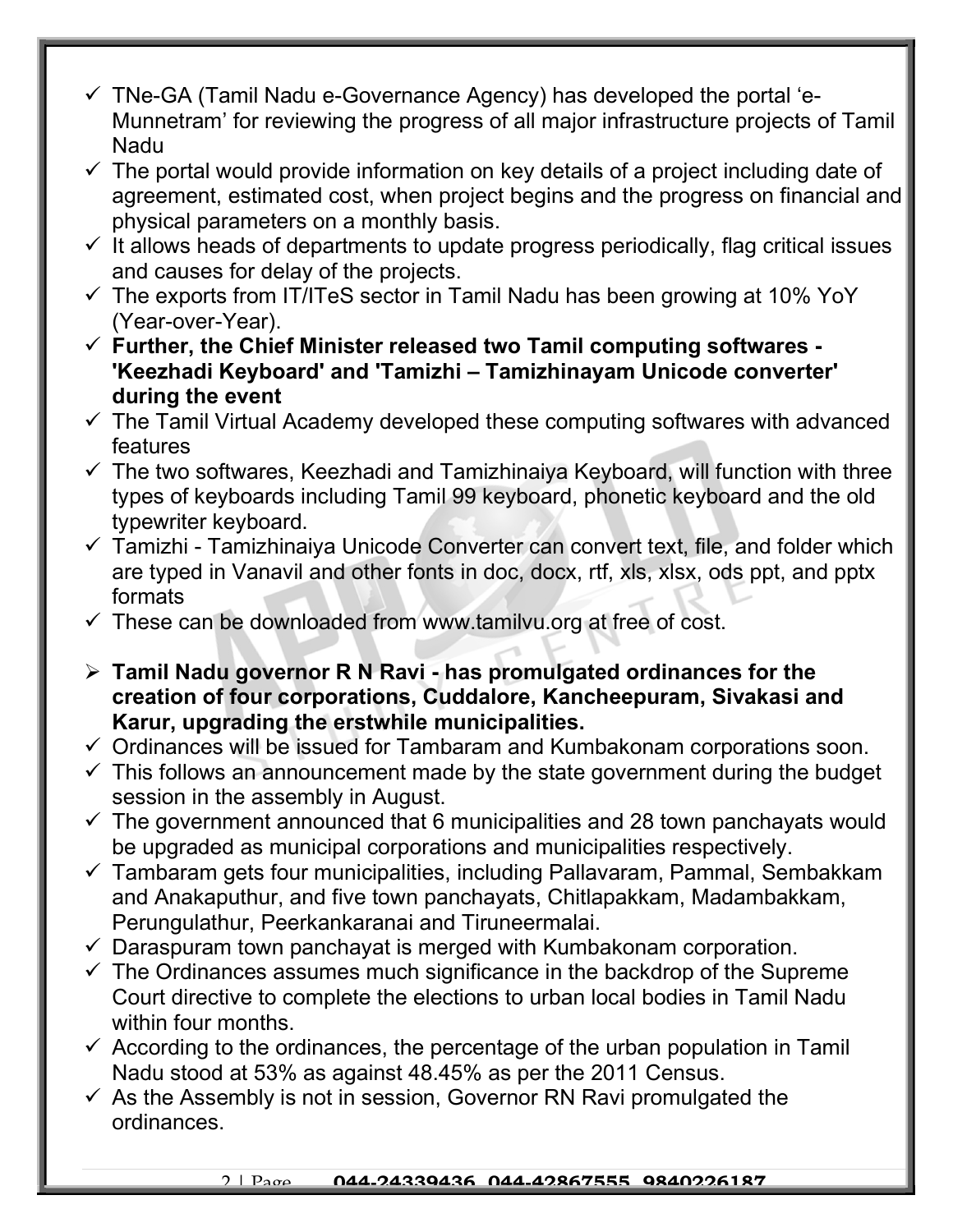- ✓ TNe-GA (Tamil Nadu e-Governance Agency) has developed the portal 'e-Munnetram' for reviewing the progress of all major infrastructure projects of Tamil Nadu
- ✓ The portal would provide information on key details of a project including date of agreement, estimated cost, when project begins and the progress on financial and physical parameters on a monthly basis.
- ✓ It allows heads of departments to update progress periodically, flag critical issues and causes for delay of the projects.
- ✓ The exports from IT/ITeS sector in Tamil Nadu has been growing at 10% YoY (Year-over-Year).
- ✓ **Further, the Chief Minister released two Tamil computing softwares - 'Keezhadi Keyboard' and 'Tamizhi – Tamizhinayam Unicode converter' during the event**
- ✓ The Tamil Virtual Academy developed these computing softwares with advanced features
- ✓ The two softwares, Keezhadi and Tamizhinaiya Keyboard, will function with three types of keyboards including Tamil 99 keyboard, phonetic keyboard and the old typewriter keyboard.
- ✓ Tamizhi - Tamizhinaiya Unicode Converter can convert text, file, and folder which are typed in Vanavil and other fonts in doc, docx, rtf, xls, xlsx, ods ppt, and pptx formats
- ✓ These can be downloaded from www.tamilvu.org at free of cost.

- ➢ **Tamil Nadu governor R N Ravi - has promulgated ordinances for the creation of four corporations, Cuddalore, Kancheepuram, Sivakasi and Karur, upgrading the erstwhile municipalities.**
- ✓ Ordinances will be issued for Tambaram and Kumbakonam corporations soon.
- ✓ This follows an announcement made by the state government during the budget session in the assembly in August.
- ✓ The government announced that 6 municipalities and 28 town panchayats would be upgraded as municipal corporations and municipalities respectively.
- ✓ Tambaram gets four municipalities, including Pallavaram, Pammal, Sembakkam and Anakaputhur, and five town panchayats, Chitlapakkam, Madambakkam, Perungulathur, Peerkankaranai and Tiruneermalai.
- ✓ Daraspuram town panchayat is merged with Kumbakonam corporation.
- ✓ The Ordinances assumes much significance in the backdrop of the Supreme Court directive to complete the elections to urban local bodies in Tamil Nadu within four months.
- ✓ According to the ordinances, the percentage of the urban population in Tamil Nadu stood at 53% as against 48.45% as per the 2011 Census.
- ✓ As the Assembly is not in session, Governor RN Ravi promulgated the ordinances.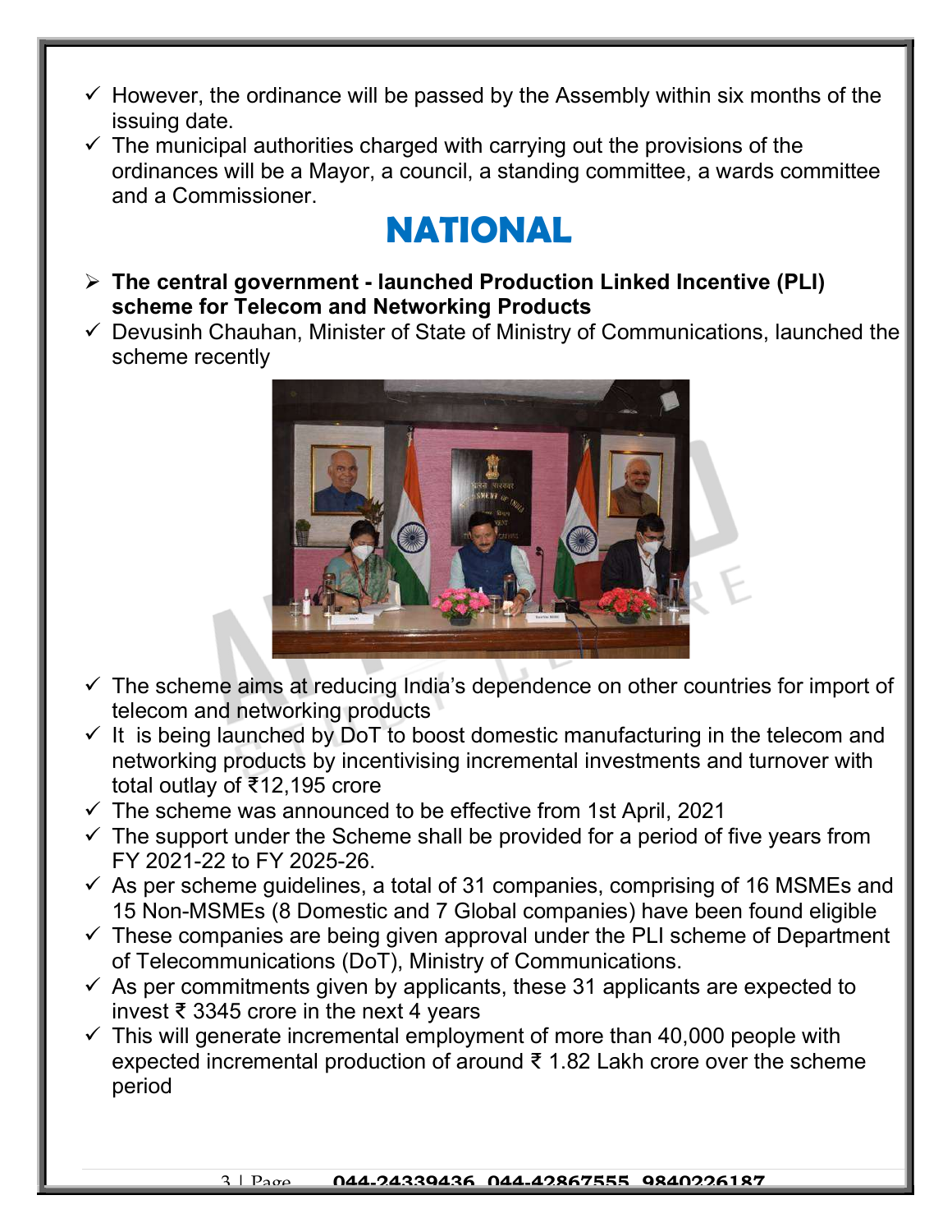- ✓ However, the ordinance will be passed by the Assembly within six months of the issuing date.
- ✓ The municipal authorities charged with carrying out the provisions of the ordinances will be a Mayor, a council, a standing committee, a wards committee and a Commissioner.

# NATIONAL

- ➢ **The central government - launched Production Linked Incentive (PLI) scheme for Telecom and Networking Products**
- ✓ Devusinh Chauhan, Minister of State of Ministry of Communications, launched the scheme recently
- ✓ The scheme aims at reducing India's dependence on other countries for import of telecom and networking products
- ✓ It is being launched by DoT to boost domestic manufacturing in the telecom and networking products by incentivising incremental investments and turnover with total outlay of ₹12,195 crore
- ✓ The scheme was announced to be effective from 1st April, 2021
- ✓ The support under the Scheme shall be provided for a period of five years from FY 2021-22 to FY 2025-26.
- ✓ As per scheme guidelines, a total of 31 companies, comprising of 16 MSMEs and 15 Non-MSMEs (8 Domestic and 7 Global companies) have been found eligible
- ✓ These companies are being given approval under the PLI scheme of Department of Telecommunications (DoT), Ministry of Communications.
- ✓ As per commitments given by applicants, these 31 applicants are expected to invest ₹ 3345 crore in the next 4 years
- ✓ This will generate incremental employment of more than 40,000 people with expected incremental production of around ₹ 1.82 Lakh crore over the scheme period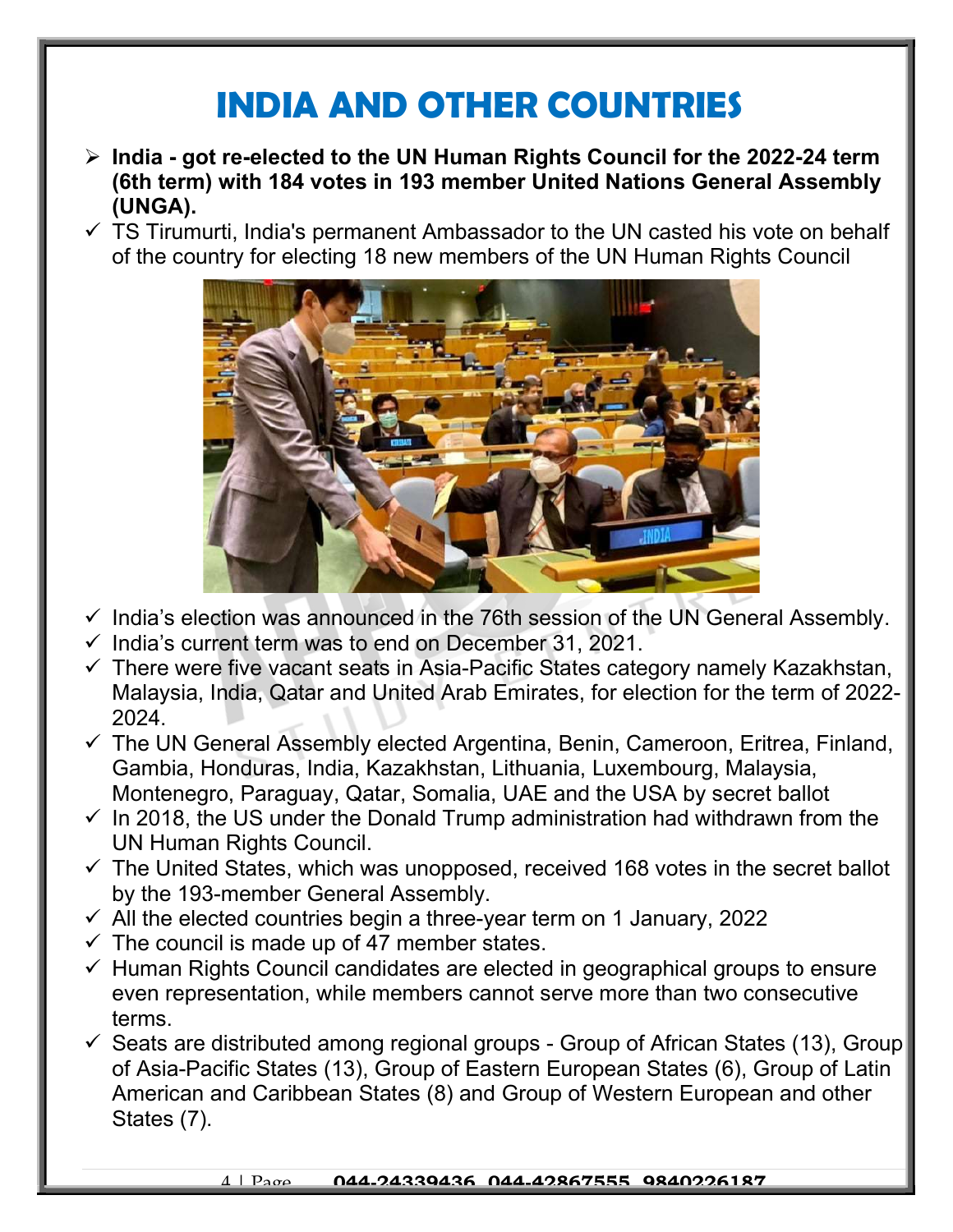# INDIA AND OTHER COUNTRIES

- **India - got re-elected to the UN Human Rights Council for the 2022-24 term (6th term) with 184 votes in 193 member United Nations General Assembly (UNGA).**
- TS Tirumurti, India's permanent Ambassador to the UN casted his vote on behalf of the country for electing 18 new members of the UN Human Rights Council
- India's election was announced in the 76th session of the UN General Assembly.
- India's current term was to end on December 31, 2021.
- There were five vacant seats in Asia-Pacific States category namely Kazakhstan, Malaysia, India, Qatar and United Arab Emirates, for election for the term of 2022-2024.
- The UN General Assembly elected Argentina, Benin, Cameroon, Eritrea, Finland, Gambia, Honduras, India, Kazakhstan, Lithuania, Luxembourg, Malaysia, Montenegro, Paraguay, Qatar, Somalia, UAE and the USA by secret ballot
- In 2018, the US under the Donald Trump administration had withdrawn from the UN Human Rights Council.
- The United States, which was unopposed, received 168 votes in the secret ballot by the 193-member General Assembly.
- All the elected countries begin a three-year term on 1 January, 2022
- The council is made up of 47 member states.
- Human Rights Council candidates are elected in geographical groups to ensure even representation, while members cannot serve more than two consecutive terms.
- Seats are distributed among regional groups - Group of African States (13), Group of Asia-Pacific States (13), Group of Eastern European States (6), Group of Latin American and Caribbean States (8) and Group of Western European and other States (7).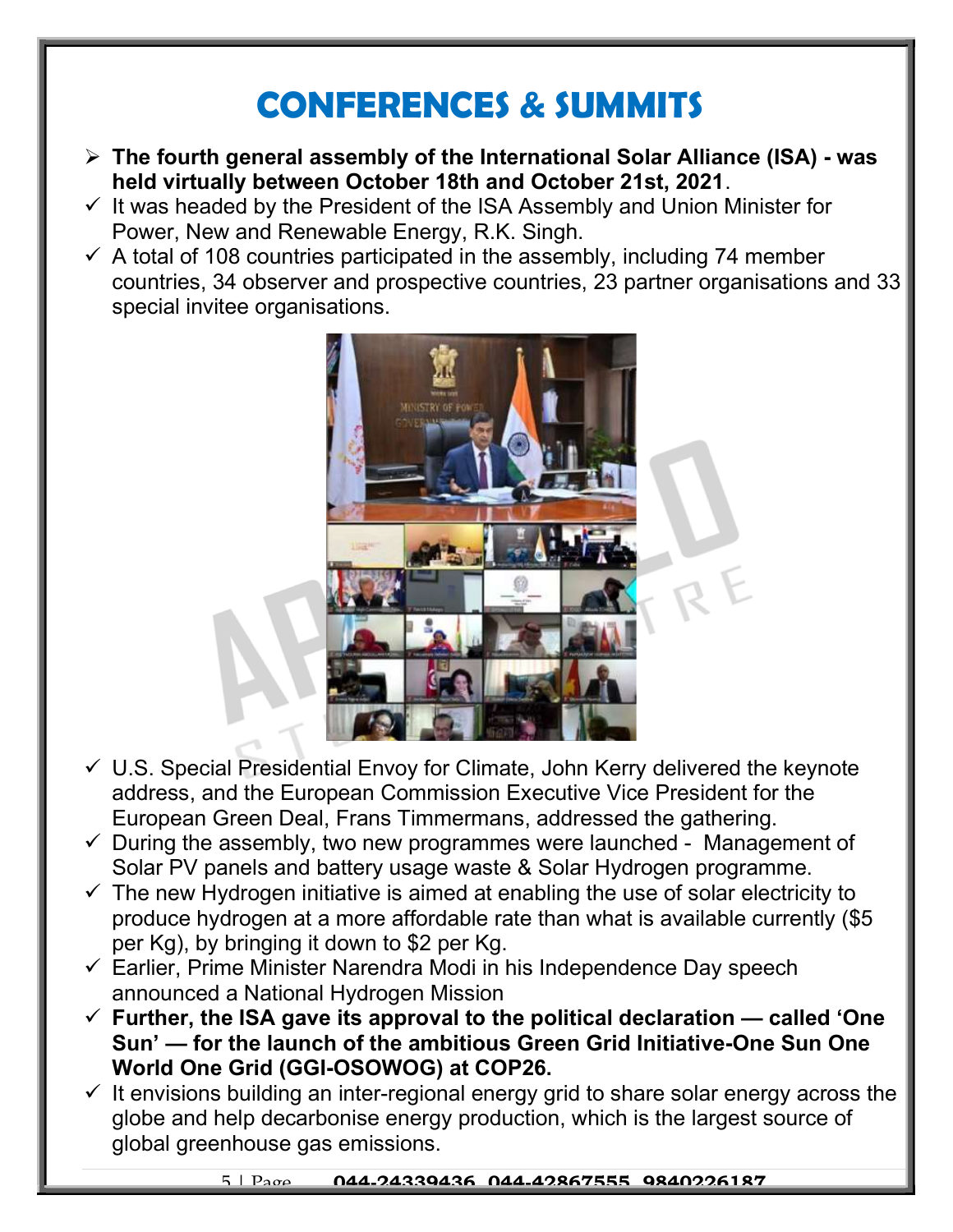# CONFERENCES & SUMMITS

- **The fourth general assembly of the International Solar Alliance (ISA) - was held virtually between October 18th and October 21st, 2021**.
- It was headed by the President of the ISA Assembly and Union Minister for Power, New and Renewable Energy, R.K. Singh.
- A total of 108 countries participated in the assembly, including 74 member countries, 34 observer and prospective countries, 23 partner organisations and 33 special invitee organisations.
- U.S. Special Presidential Envoy for Climate, John Kerry delivered the keynote address, and the European Commission Executive Vice President for the European Green Deal, Frans Timmermans, addressed the gathering.
- During the assembly, two new programmes were launched - Management of Solar PV panels and battery usage waste & Solar Hydrogen programme.
- The new Hydrogen initiative is aimed at enabling the use of solar electricity to produce hydrogen at a more affordable rate than what is available currently ($5 per Kg), by bringing it down to $2 per Kg.
- Earlier, Prime Minister Narendra Modi in his Independence Day speech announced a National Hydrogen Mission
- **Further, the ISA gave its approval to the political declaration — called 'One Sun' — for the launch of the ambitious Green Grid Initiative-One Sun One World One Grid (GGI-OSOWOG) at COP26.**
- It envisions building an inter-regional energy grid to share solar energy across the globe and help decarbonise energy production, which is the largest source of global greenhouse gas emissions.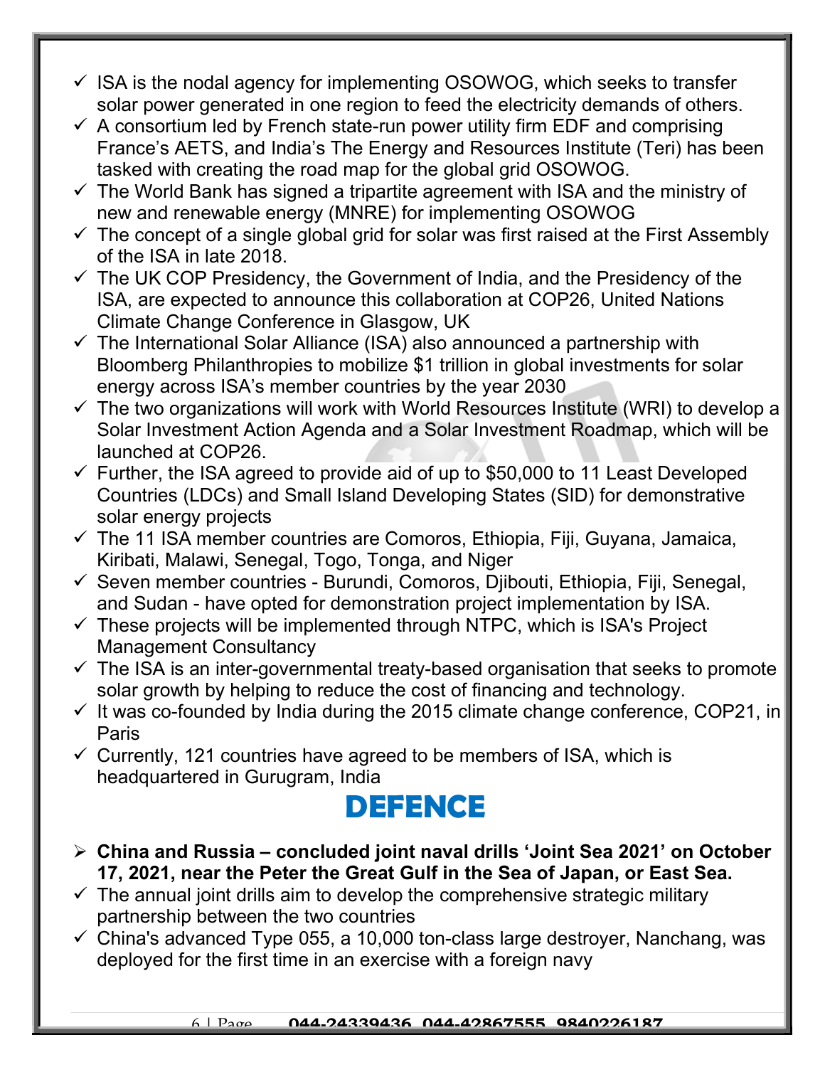- ✓ ISA is the nodal agency for implementing OSOWOG, which seeks to transfer solar power generated in one region to feed the electricity demands of others.
- ✓ A consortium led by French state-run power utility firm EDF and comprising France's AETS, and India's The Energy and Resources Institute (Teri) has been tasked with creating the road map for the global grid OSOWOG.
- ✓ The World Bank has signed a tripartite agreement with ISA and the ministry of new and renewable energy (MNRE) for implementing OSOWOG
- ✓ The concept of a single global grid for solar was first raised at the First Assembly of the ISA in late 2018.
- ✓ The UK COP Presidency, the Government of India, and the Presidency of the ISA, are expected to announce this collaboration at COP26, United Nations Climate Change Conference in Glasgow, UK
- ✓ The International Solar Alliance (ISA) also announced a partnership with Bloomberg Philanthropies to mobilize $1 trillion in global investments for solar energy across ISA's member countries by the year 2030
- ✓ The two organizations will work with World Resources Institute (WRI) to develop a Solar Investment Action Agenda and a Solar Investment Roadmap, which will be launched at COP26.
- ✓ Further, the ISA agreed to provide aid of up to $50,000 to 11 Least Developed Countries (LDCs) and Small Island Developing States (SID) for demonstrative solar energy projects
- ✓ The 11 ISA member countries are Comoros, Ethiopia, Fiji, Guyana, Jamaica, Kiribati, Malawi, Senegal, Togo, Tonga, and Niger
- ✓ Seven member countries - Burundi, Comoros, Djibouti, Ethiopia, Fiji, Senegal, and Sudan - have opted for demonstration project implementation by ISA.
- ✓ These projects will be implemented through NTPC, which is ISA's Project Management Consultancy
- ✓ The ISA is an inter-governmental treaty-based organisation that seeks to promote solar growth by helping to reduce the cost of financing and technology.
- ✓ It was co-founded by India during the 2015 climate change conference, COP21, in Paris
- ✓ Currently, 121 countries have agreed to be members of ISA, which is headquartered in Gurugram, India

# DEFENCE

- ➢ **China and Russia – concluded joint naval drills 'Joint Sea 2021' on October 17, 2021, near the Peter the Great Gulf in the Sea of Japan, or East Sea.**
- ✓ The annual joint drills aim to develop the comprehensive strategic military partnership between the two countries
- ✓ China's advanced Type 055, a 10,000 ton-class large destroyer, Nanchang, was deployed for the first time in an exercise with a foreign navy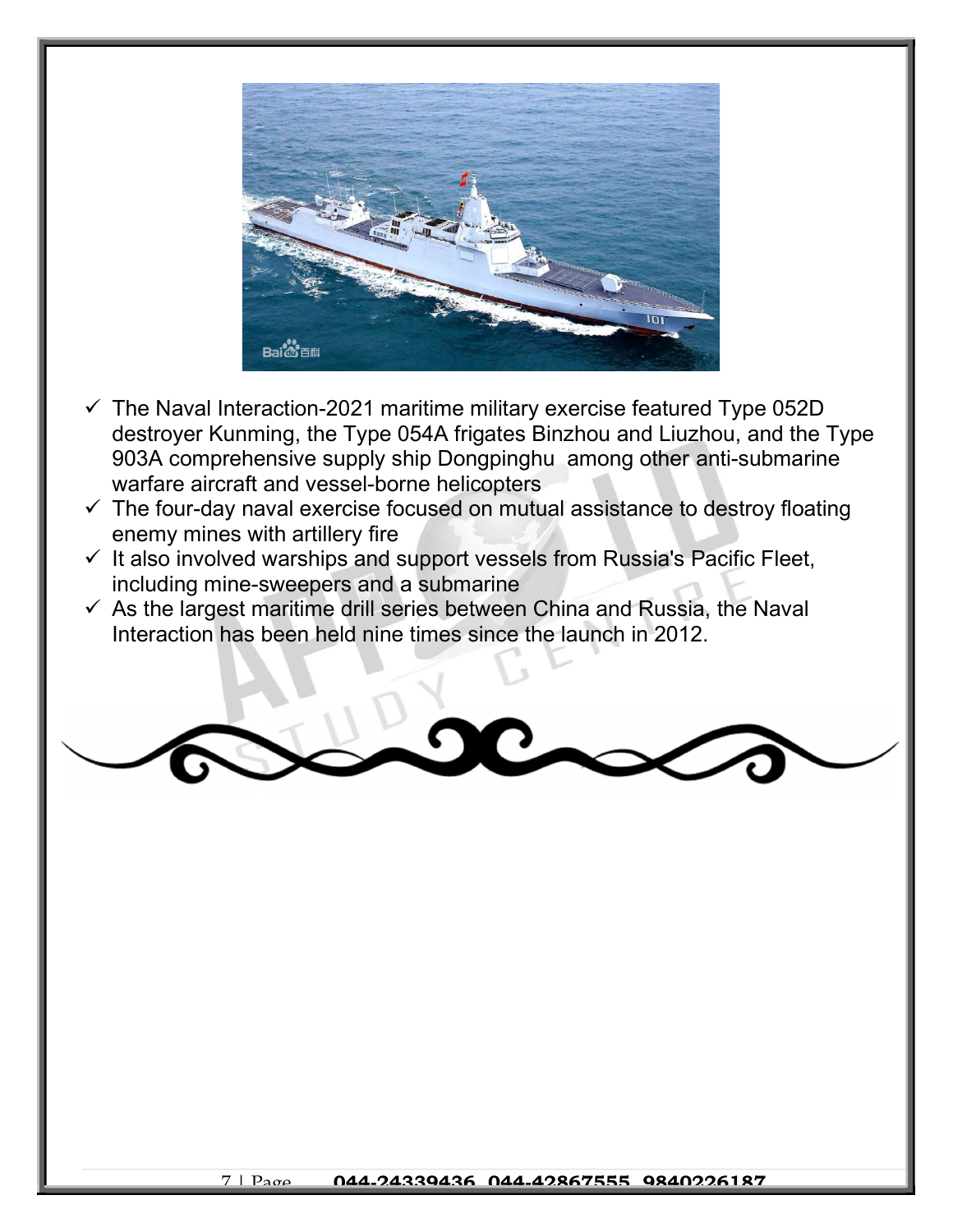- ✓ The Naval Interaction-2021 maritime military exercise featured Type 052D destroyer Kunming, the Type 054A frigates Binzhou and Liuzhou, and the Type 903A comprehensive supply ship Dongpinghu among other anti-submarine warfare aircraft and vessel-borne helicopters
- ✓ The four-day naval exercise focused on mutual assistance to destroy floating enemy mines with artillery fire
- ✓ It also involved warships and support vessels from Russia's Pacific Fleet, including mine-sweepers and a submarine
- ✓ As the largest maritime drill series between China and Russia, the Naval Interaction has been held nine times since the launch in 2012.